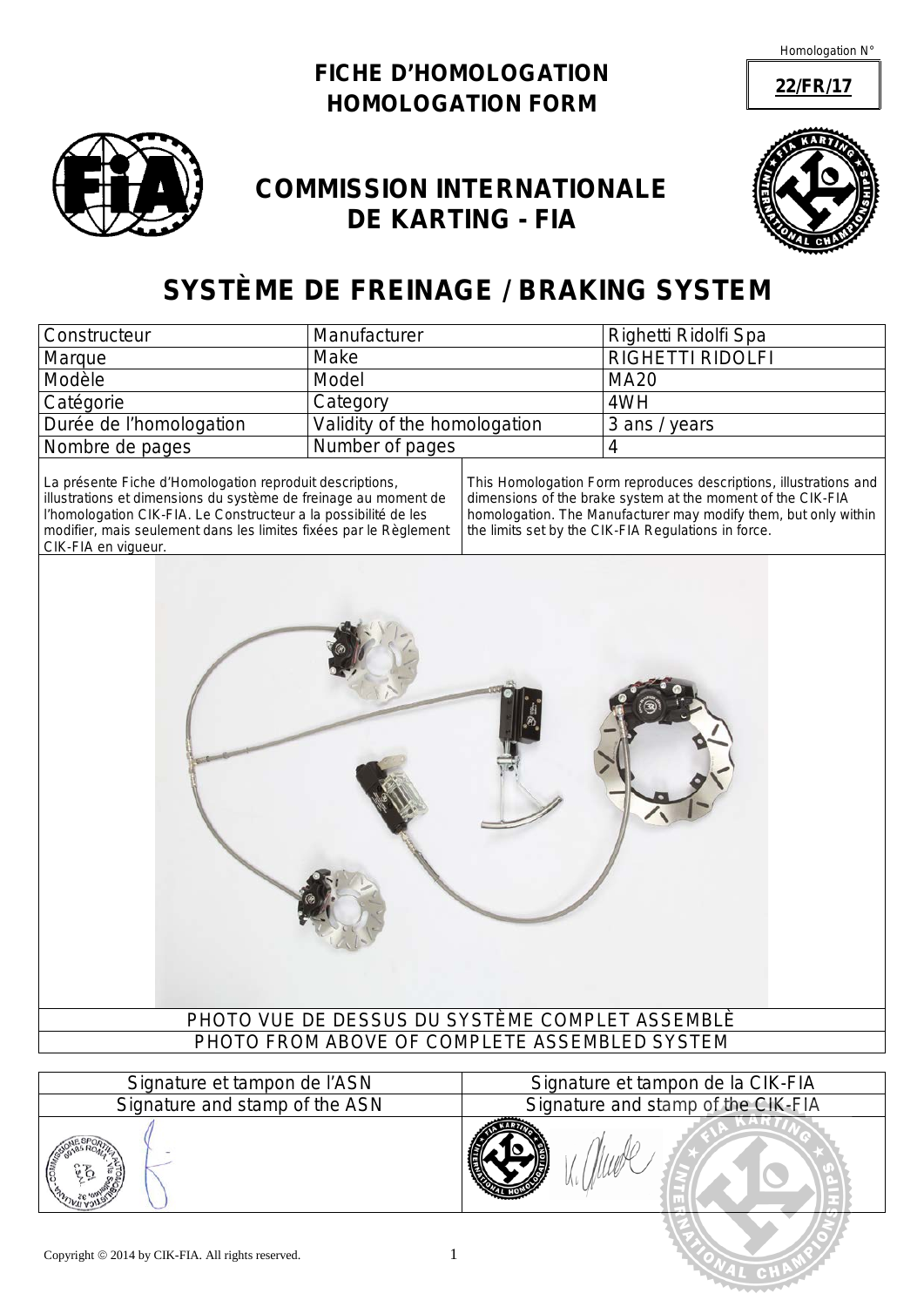Homologation N° **22/FR/17**

# FICHE D'HOMOLOGATION
# HOMOLOGATION FORM

## COMMISSION INTERNATIONALE DE KARTING - FIA

# SYSTÈME DE FREINAGE / BRAKING SYSTEM

| Constructeur | Manufacturer | Righetti Ridolfi Spa |
|---|---|---|
| Marque | Make | RIGHETTI RIDOLFI |
| Modèle | Model | MA20 |
| Catégorie | Category | 4WH |
| Durée de l'homologation | Validity of the homologation | 3 ans / years |
| Nombre de pages | Number of pages | 4 |

La présente Fiche d'Homologation reproduit descriptions, illustrations et dimensions du système de freinage au moment de l'homologation CIK-FIA. Le Constructeur a la possibilité de les modifier, mais seulement dans les limites fixées par le Règlement CIK-FIA en vigueur.

This Homologation Form reproduces descriptions, illustrations and dimensions of the brake system at the moment of the CIK-FIA homologation. The Manufacturer may modify them, but only within the limits set by the CIK-FIA Regulations in force.

PHOTO VUE DE DESSUS DU SYSTÈME COMPLET ASSEMBLÈ

PHOTO FROM ABOVE OF COMPLETE ASSEMBLED SYSTEM

| Signature et tampon de l'ASN<br>Signature and stamp of the ASN | Signature et tampon de la CIK-FIA<br>Signature and stamp of the CIK-FIA |
|---|---|
| | |

Copyright © 2014 by CIK-FIA. All rights reserved.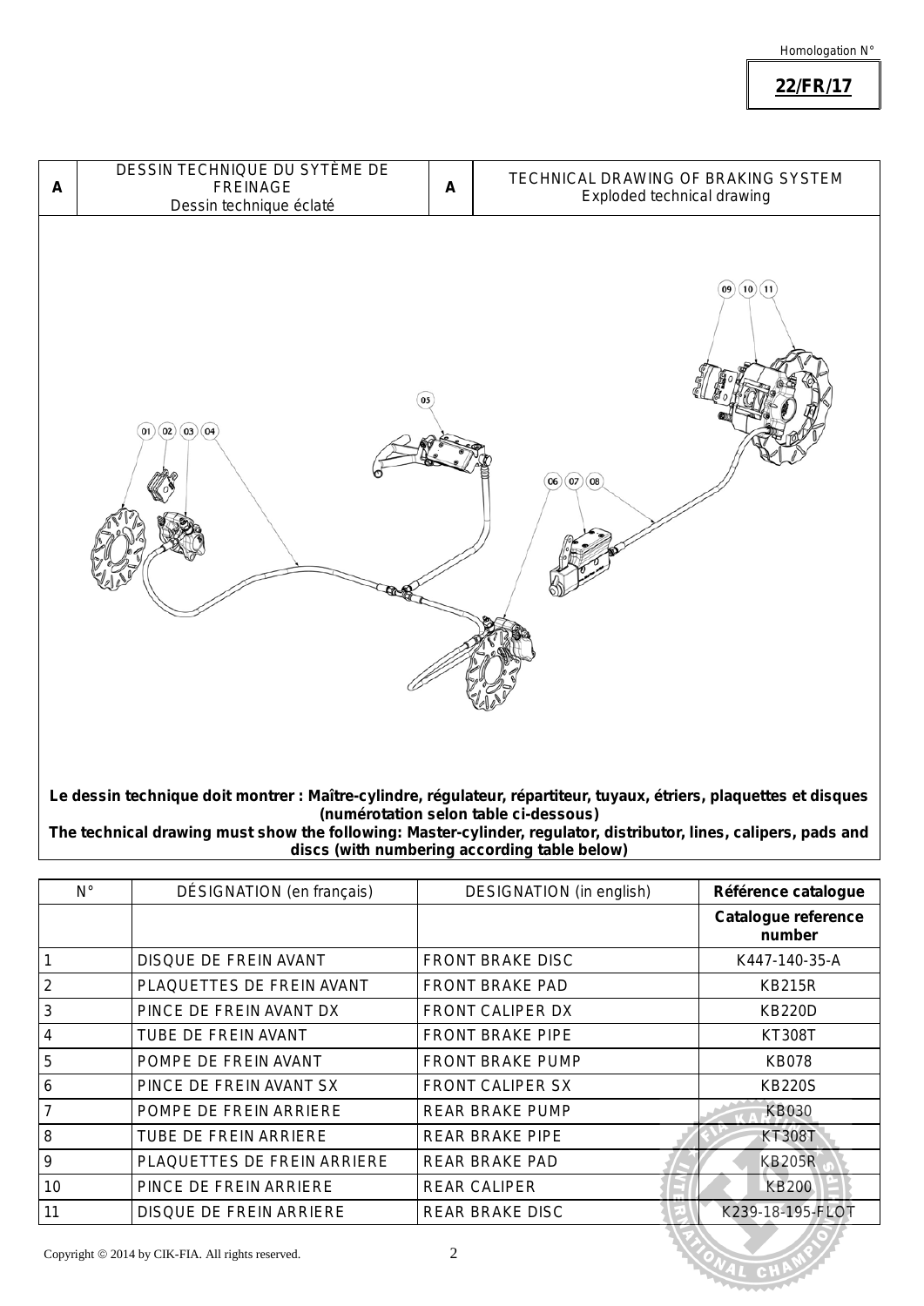Homologation N°

**22/FR/17**

| A | DESSIN TECHNIQUE DU SYTÈME DE FREINAGE<br>Dessin technique éclaté | A | TECHNICAL DRAWING OF BRAKING SYSTEM<br>Exploded technical drawing |
|---|---|---|---|

**Le dessin technique doit montrer : Maître-cylindre, régulateur, répartiteur, tuyaux, étriers, plaquettes et disques (numérotation selon table ci-dessous)**
**The technical drawing must show the following: Master-cylinder, regulator, distributor, lines, calipers, pads and discs (with numbering according table below)**

| N° | DÉSIGNATION (en français) | DESIGNATION (in english) | **Référence catalogue** |
|---|---|---|---|
| | | | **Catalogue reference number** |
| 1 | DISQUE DE FREIN AVANT | FRONT BRAKE DISC | K447-140-35-A |
| 2 | PLAQUETTES DE FREIN AVANT | FRONT BRAKE PAD | KB215R |
| 3 | PINCE DE FREIN AVANT DX | FRONT CALIPER DX | KB220D |
| 4 | TUBE DE FREIN AVANT | FRONT BRAKE PIPE | KT308T |
| 5 | POMPE DE FREIN AVANT | FRONT BRAKE PUMP | KB078 |
| 6 | PINCE DE FREIN AVANT SX | FRONT CALIPER SX | KB220S |
| 7 | POMPE DE FREIN ARRIERE | REAR BRAKE PUMP | KB030 |
| 8 | TUBE DE FREIN ARRIERE | REAR BRAKE PIPE | KT308T |
| 9 | PLAQUETTES DE FREIN ARRIERE | REAR BRAKE PAD | KB205R |
| 10 | PINCE DE FREIN ARRIERE | REAR CALIPER | KB200 |
| 11 | DISQUE DE FREIN ARRIERE | REAR BRAKE DISC | K239-18-195-FLOT |

Copyright © 2014 by CIK-FIA. All rights reserved.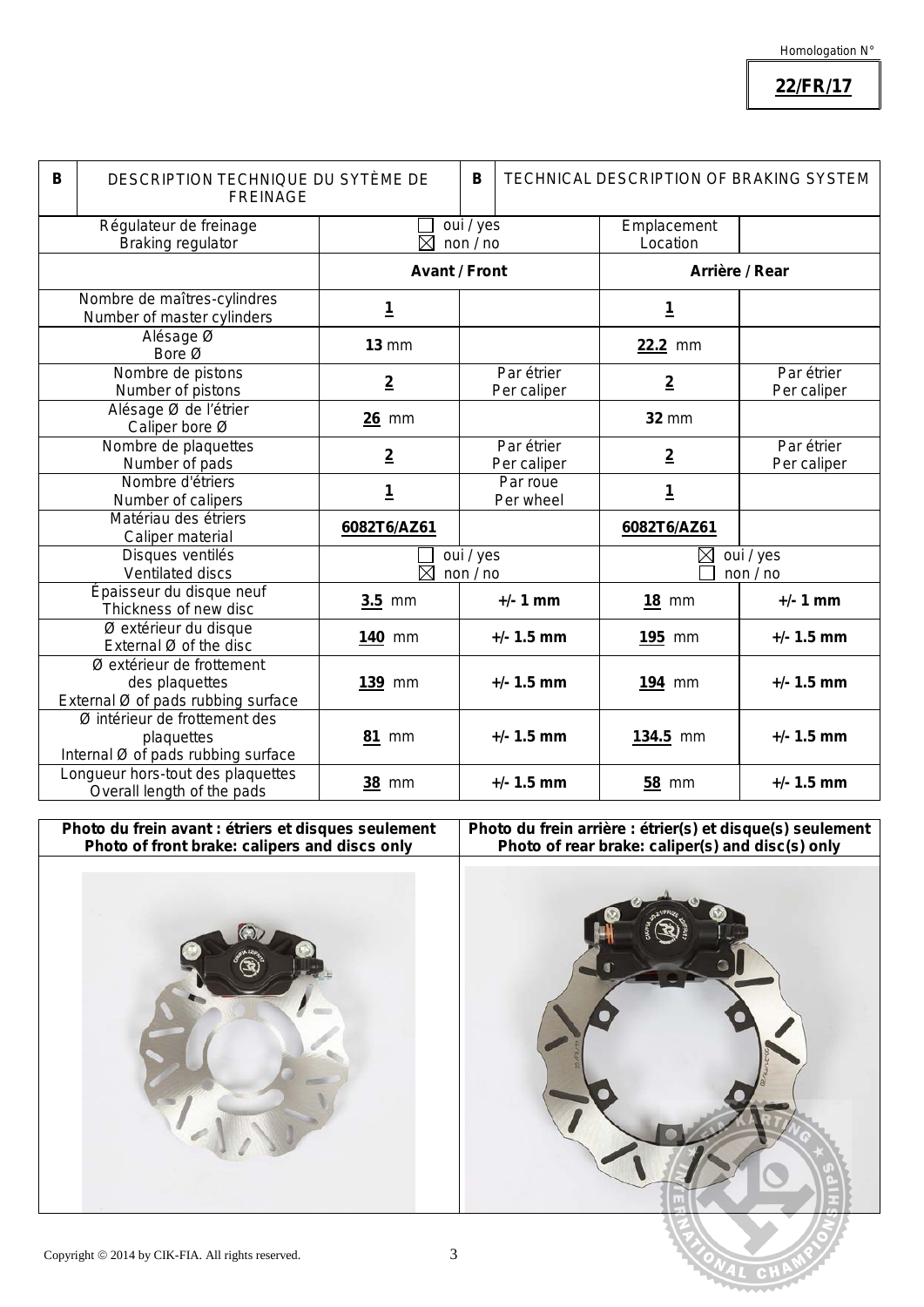Homologation N°

**22/FR/17**

| B | DESCRIPTION TECHNIQUE DU SYTÈME DE FREINAGE | B | TECHNICAL DESCRIPTION OF BRAKING SYSTEM | |
|---|---|---|---|---|
| Régulateur de freinage / Braking regulator | ☐ oui / yes ☒ non / no | | Emplacement / Location | |
| | **Avant / Front** | | **Arrière / Rear** | |
| Nombre de maîtres-cylindres / Number of master cylinders | **1** | | **1** | |
| Alésage Ø / Bore Ø | **13** mm | | **22.2** mm | |
| Nombre de pistons / Number of pistons | **2** | Par étrier / Per caliper | **2** | Par étrier / Per caliper |
| Alésage Ø de l'étrier / Caliper bore Ø | **26** mm | | **32** mm | |
| Nombre de plaquettes / Number of pads | **2** | Par étrier / Per caliper | **2** | Par étrier / Per caliper |
| Nombre d'étriers / Number of calipers | **1** | Par roue / Per wheel | **1** | |
| Matériau des étriers / Caliper material | **6082T6/AZ61** | | **6082T6/AZ61** | |
| Disques ventilés / Ventilated discs | ☐ oui / yes ☒ non / no | | ☒ oui / yes ☐ non / no | |
| Épaisseur du disque neuf / Thickness of new disc | **3.5** mm | **+/- 1 mm** | **18** mm | **+/- 1 mm** |
| Ø extérieur du disque / External Ø of the disc | **140** mm | **+/- 1.5 mm** | **195** mm | **+/- 1.5 mm** |
| Ø extérieur de frottement des plaquettes / External Ø of pads rubbing surface | **139** mm | **+/- 1.5 mm** | **194** mm | **+/- 1.5 mm** |
| Ø intérieur de frottement des plaquettes / Internal Ø of pads rubbing surface | **81** mm | **+/- 1.5 mm** | **134.5** mm | **+/- 1.5 mm** |
| Longueur hors-tout des plaquettes / Overall length of the pads | **38** mm | **+/- 1.5 mm** | **58** mm | **+/- 1.5 mm** |

| **Photo du frein avant : étriers et disques seulement** **Photo of front brake: calipers and discs only** | **Photo du frein arrière : étrier(s) et disque(s) seulement** **Photo of rear brake: caliper(s) and disc(s) only** |
|---|---|
| | |

Copyright © 2014 by CIK-FIA. All rights reserved.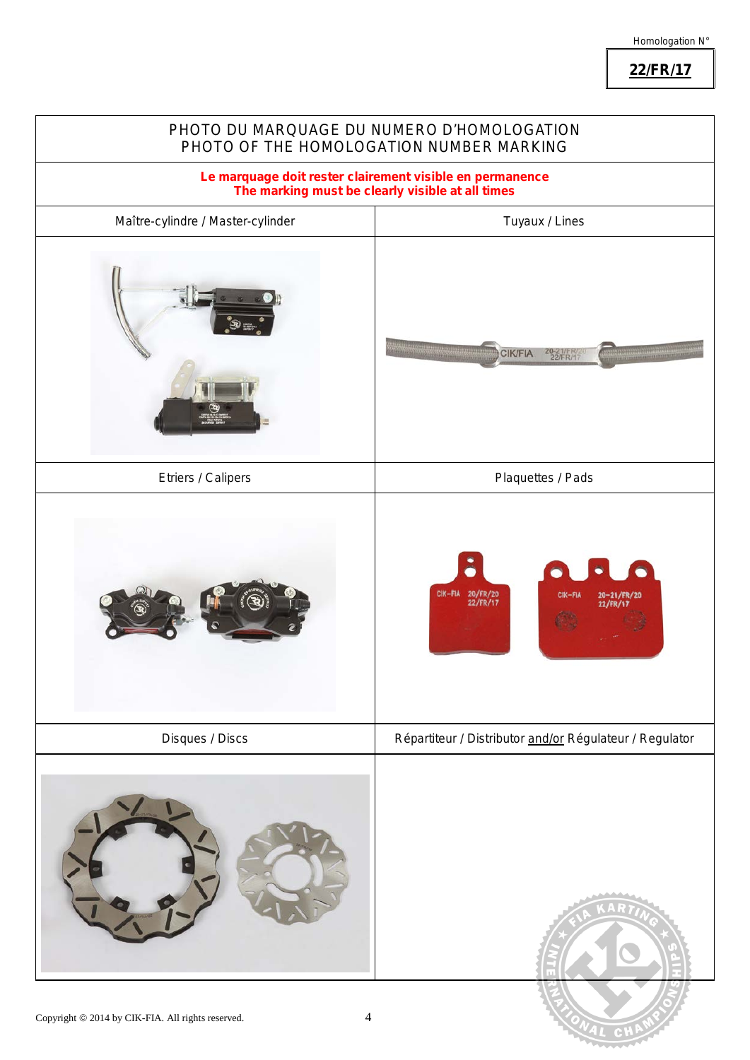Homologation N°

**22/FR/17**

| PHOTO DU MARQUAGE DU NUMERO D'HOMOLOGATION<br>PHOTO OF THE HOMOLOGATION NUMBER MARKING | |
|---|---|
| **Le marquage doit rester clairement visible en permanence**<br>**The marking must be clearly visible at all times** | |
| Maître-cylindre / Master-cylinder | Tuyaux / Lines |
| | |
| Etriers / Calipers | Plaquettes / Pads |
| | |
| Disques / Discs | Répartiteur / Distributor and/or Régulateur / Regulator |
| | |

Copyright © 2014 by CIK-FIA. All rights reserved.